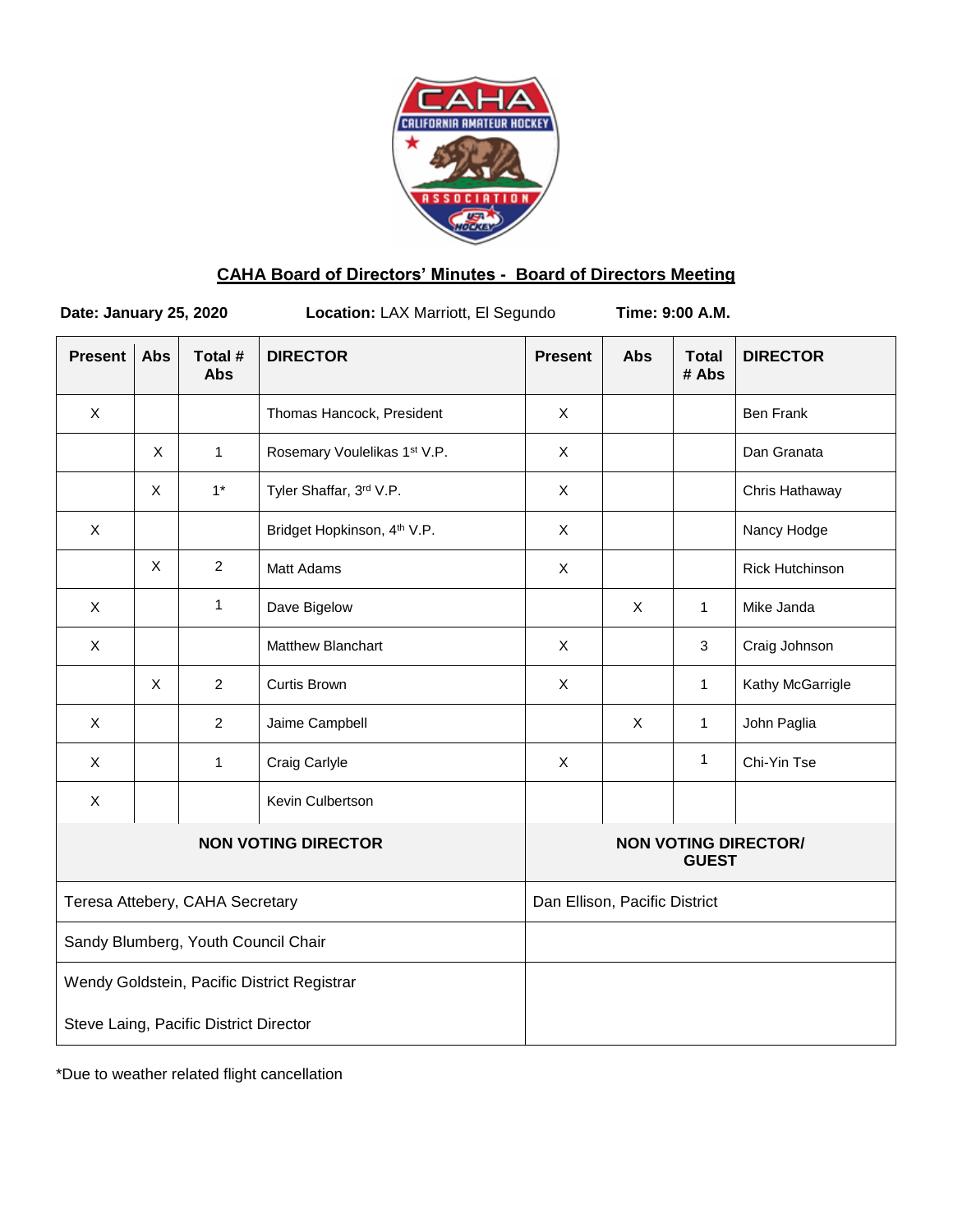**CAHA Board of Directors' Minutes - Board of Directors Meeting**

**Date: January 25, 2020** **Location:** LAX Marriott, El Segundo **Time: 9:00 A.M.**

| Present | Abs | Total # Abs | DIRECTOR | Present | Abs | Total # Abs | DIRECTOR |
|---|---|---|---|---|---|---|---|
| X | | | Thomas Hancock, President | X | | | Ben Frank |
| | X | 1 | Rosemary Voulelikas 1st V.P. | X | | | Dan Granata |
| | X | 1* | Tyler Shaffar, 3rd V.P. | X | | | Chris Hathaway |
| X | | | Bridget Hopkinson, 4th V.P. | X | | | Nancy Hodge |
| | X | 2 | Matt Adams | X | | | Rick Hutchinson |
| X | | 1 | Dave Bigelow | | X | 1 | Mike Janda |
| X | | | Matthew Blanchart | X | | 3 | Craig Johnson |
| | X | 2 | Curtis Brown | X | | 1 | Kathy McGarrigle |
| X | | 2 | Jaime Campbell | | X | 1 | John Paglia |
| X | | 1 | Craig Carlyle | X | | 1 | Chi-Yin Tse |
| X | | | Kevin Culbertson | | | | |

| NON VOTING DIRECTOR | NON VOTING DIRECTOR/ GUEST |
|---|---|
| Teresa Attebery, CAHA Secretary | Dan Ellison, Pacific District |
| Sandy Blumberg, Youth Council Chair | |
| Wendy Goldstein, Pacific District Registrar | |
| Steve Laing, Pacific District Director | |

*Due to weather related flight cancellation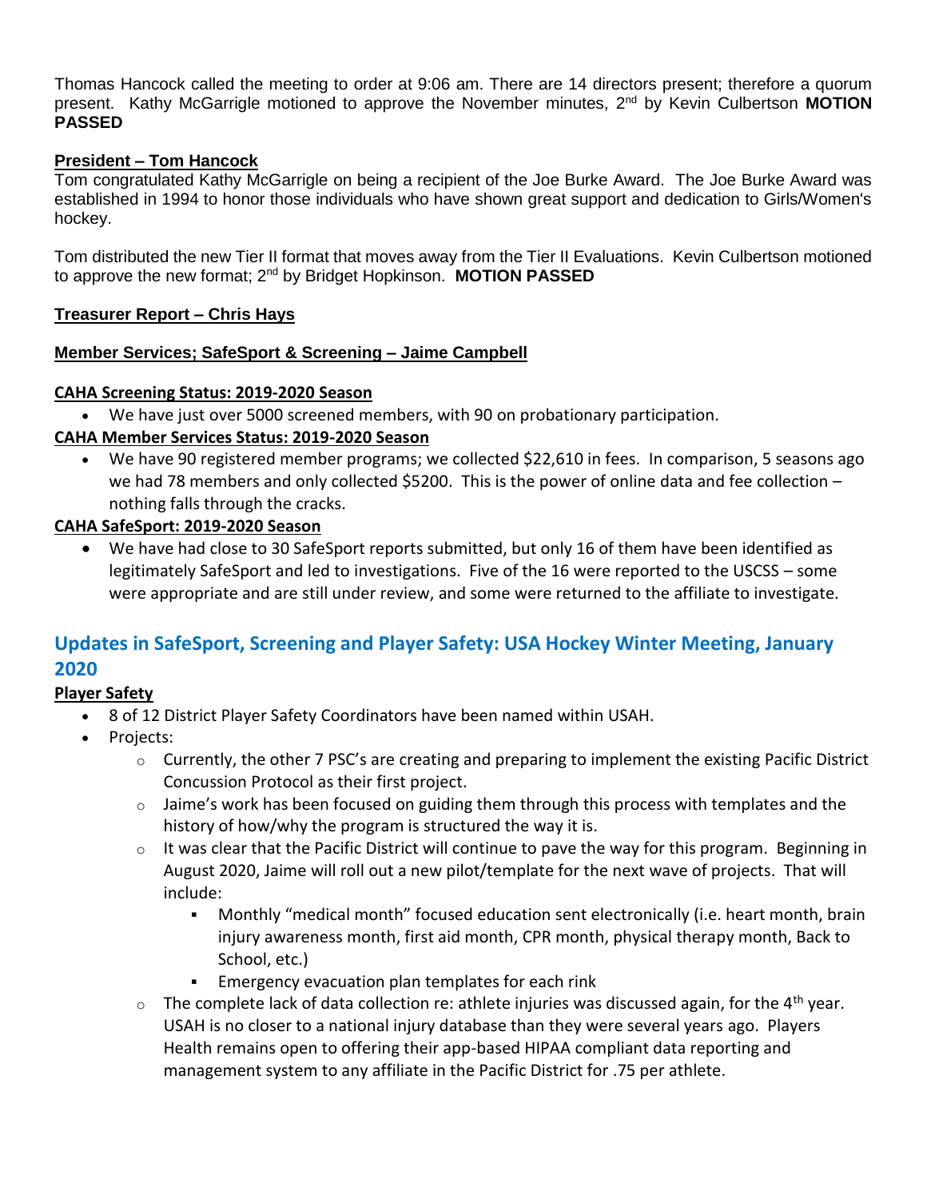Thomas Hancock called the meeting to order at 9:06 am. There are 14 directors present; therefore a quorum present. Kathy McGarrigle motioned to approve the November minutes, 2nd by Kevin Culbertson **MOTION PASSED**

**President – Tom Hancock**

Tom congratulated Kathy McGarrigle on being a recipient of the Joe Burke Award. The Joe Burke Award was established in 1994 to honor those individuals who have shown great support and dedication to Girls/Women's hockey.

Tom distributed the new Tier II format that moves away from the Tier II Evaluations. Kevin Culbertson motioned to approve the new format; 2nd by Bridget Hopkinson. **MOTION PASSED**

**Treasurer Report – Chris Hays**

**Member Services; SafeSport & Screening – Jaime Campbell**

**CAHA Screening Status: 2019-2020 Season**

- We have just over 5000 screened members, with 90 on probationary participation.

**CAHA Member Services Status: 2019-2020 Season**

- We have 90 registered member programs; we collected $22,610 in fees. In comparison, 5 seasons ago we had 78 members and only collected $5200. This is the power of online data and fee collection – nothing falls through the cracks.

**CAHA SafeSport: 2019-2020 Season**

- We have had close to 30 SafeSport reports submitted, but only 16 of them have been identified as legitimately SafeSport and led to investigations. Five of the 16 were reported to the USCSS – some were appropriate and are still under review, and some were returned to the affiliate to investigate.

## Updates in SafeSport, Screening and Player Safety: USA Hockey Winter Meeting, January 2020

**Player Safety**

- 8 of 12 District Player Safety Coordinators have been named within USAH.
- Projects:
  - Currently, the other 7 PSC's are creating and preparing to implement the existing Pacific District Concussion Protocol as their first project.
  - Jaime's work has been focused on guiding them through this process with templates and the history of how/why the program is structured the way it is.
  - It was clear that the Pacific District will continue to pave the way for this program. Beginning in August 2020, Jaime will roll out a new pilot/template for the next wave of projects. That will include:
    - Monthly "medical month" focused education sent electronically (i.e. heart month, brain injury awareness month, first aid month, CPR month, physical therapy month, Back to School, etc.)
    - Emergency evacuation plan templates for each rink
  - The complete lack of data collection re: athlete injuries was discussed again, for the 4th year. USAH is no closer to a national injury database than they were several years ago. Players Health remains open to offering their app-based HIPAA compliant data reporting and management system to any affiliate in the Pacific District for .75 per athlete.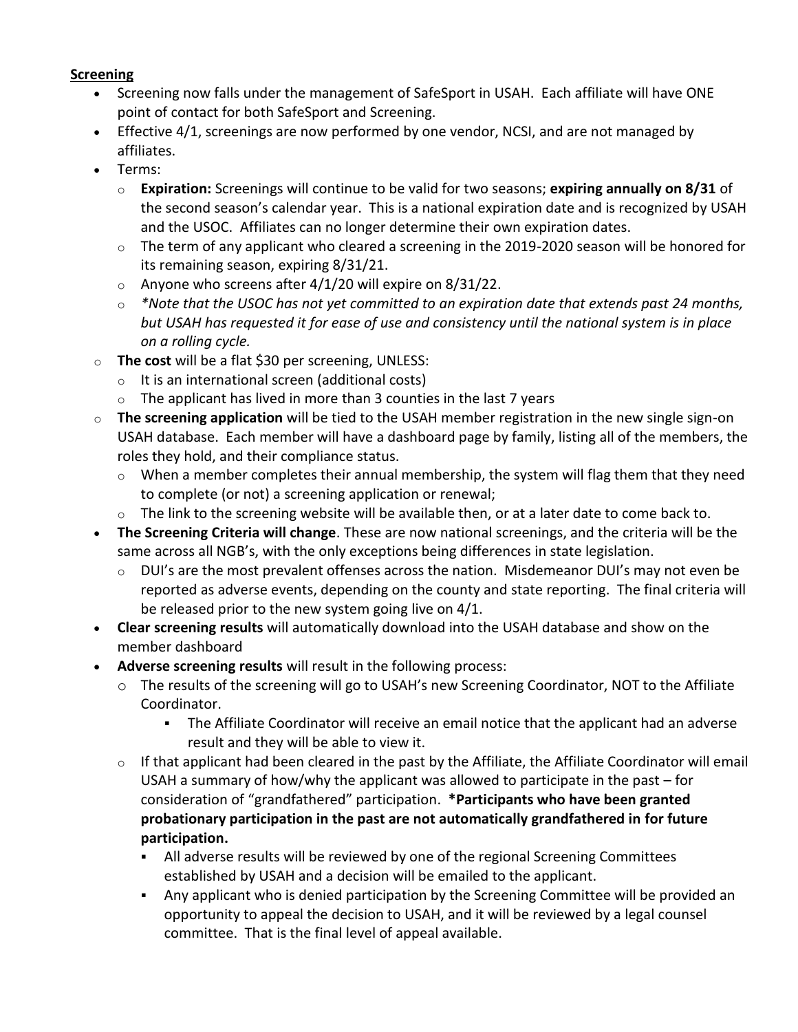**Screening**

- Screening now falls under the management of SafeSport in USAH. Each affiliate will have ONE point of contact for both SafeSport and Screening.
- Effective 4/1, screenings are now performed by one vendor, NCSI, and are not managed by affiliates.
- Terms:
  - **Expiration:** Screenings will continue to be valid for two seasons; **expiring annually on 8/31** of the second season's calendar year. This is a national expiration date and is recognized by USAH and the USOC. Affiliates can no longer determine their own expiration dates.
  - The term of any applicant who cleared a screening in the 2019-2020 season will be honored for its remaining season, expiring 8/31/21.
  - Anyone who screens after 4/1/20 will expire on 8/31/22.
  - *\*Note that the USOC has not yet committed to an expiration date that extends past 24 months, but USAH has requested it for ease of use and consistency until the national system is in place on a rolling cycle.*
  - **The cost** will be a flat $30 per screening, UNLESS:
    - It is an international screen (additional costs)
    - The applicant has lived in more than 3 counties in the last 7 years
  - **The screening application** will be tied to the USAH member registration in the new single sign-on USAH database. Each member will have a dashboard page by family, listing all of the members, the roles they hold, and their compliance status.
    - When a member completes their annual membership, the system will flag them that they need to complete (or not) a screening application or renewal;
    - The link to the screening website will be available then, or at a later date to come back to.
- **The Screening Criteria will change**. These are now national screenings, and the criteria will be the same across all NGB's, with the only exceptions being differences in state legislation.
  - DUI's are the most prevalent offenses across the nation. Misdemeanor DUI's may not even be reported as adverse events, depending on the county and state reporting. The final criteria will be released prior to the new system going live on 4/1.
- **Clear screening results** will automatically download into the USAH database and show on the member dashboard
- **Adverse screening results** will result in the following process:
  - The results of the screening will go to USAH's new Screening Coordinator, NOT to the Affiliate Coordinator.
    - The Affiliate Coordinator will receive an email notice that the applicant had an adverse result and they will be able to view it.
  - If that applicant had been cleared in the past by the Affiliate, the Affiliate Coordinator will email USAH a summary of how/why the applicant was allowed to participate in the past – for consideration of "grandfathered" participation. **\*Participants who have been granted probationary participation in the past are not automatically grandfathered in for future participation.**
    - All adverse results will be reviewed by one of the regional Screening Committees established by USAH and a decision will be emailed to the applicant.
    - Any applicant who is denied participation by the Screening Committee will be provided an opportunity to appeal the decision to USAH, and it will be reviewed by a legal counsel committee. That is the final level of appeal available.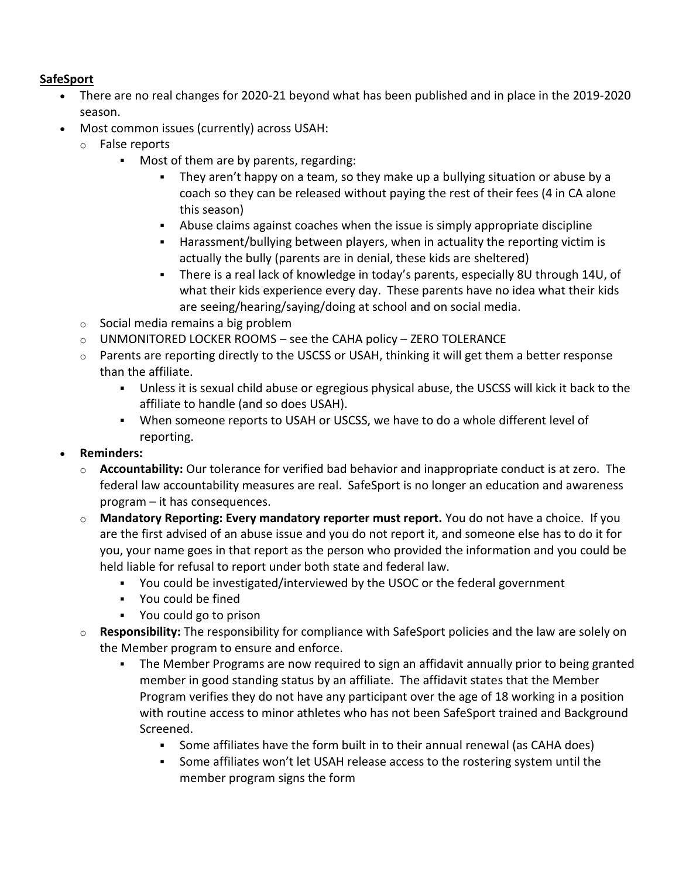**SafeSport**

- There are no real changes for 2020-21 beyond what has been published and in place in the 2019-2020 season.
- Most common issues (currently) across USAH:
  - False reports
    - Most of them are by parents, regarding:
      - They aren't happy on a team, so they make up a bullying situation or abuse by a coach so they can be released without paying the rest of their fees (4 in CA alone this season)
      - Abuse claims against coaches when the issue is simply appropriate discipline
      - Harassment/bullying between players, when in actuality the reporting victim is actually the bully (parents are in denial, these kids are sheltered)
      - There is a real lack of knowledge in today's parents, especially 8U through 14U, of what their kids experience every day. These parents have no idea what their kids are seeing/hearing/saying/doing at school and on social media.
  - Social media remains a big problem
  - UNMONITORED LOCKER ROOMS – see the CAHA policy – ZERO TOLERANCE
  - Parents are reporting directly to the USCSS or USAH, thinking it will get them a better response than the affiliate.
    - Unless it is sexual child abuse or egregious physical abuse, the USCSS will kick it back to the affiliate to handle (and so does USAH).
    - When someone reports to USAH or USCSS, we have to do a whole different level of reporting.
- **Reminders:**
  - **Accountability:** Our tolerance for verified bad behavior and inappropriate conduct is at zero. The federal law accountability measures are real. SafeSport is no longer an education and awareness program – it has consequences.
  - **Mandatory Reporting: Every mandatory reporter must report.** You do not have a choice. If you are the first advised of an abuse issue and you do not report it, and someone else has to do it for you, your name goes in that report as the person who provided the information and you could be held liable for refusal to report under both state and federal law.
    - You could be investigated/interviewed by the USOC or the federal government
    - You could be fined
    - You could go to prison
  - **Responsibility:** The responsibility for compliance with SafeSport policies and the law are solely on the Member program to ensure and enforce.
    - The Member Programs are now required to sign an affidavit annually prior to being granted member in good standing status by an affiliate. The affidavit states that the Member Program verifies they do not have any participant over the age of 18 working in a position with routine access to minor athletes who has not been SafeSport trained and Background Screened.
      - Some affiliates have the form built in to their annual renewal (as CAHA does)
      - Some affiliates won't let USAH release access to the rostering system until the member program signs the form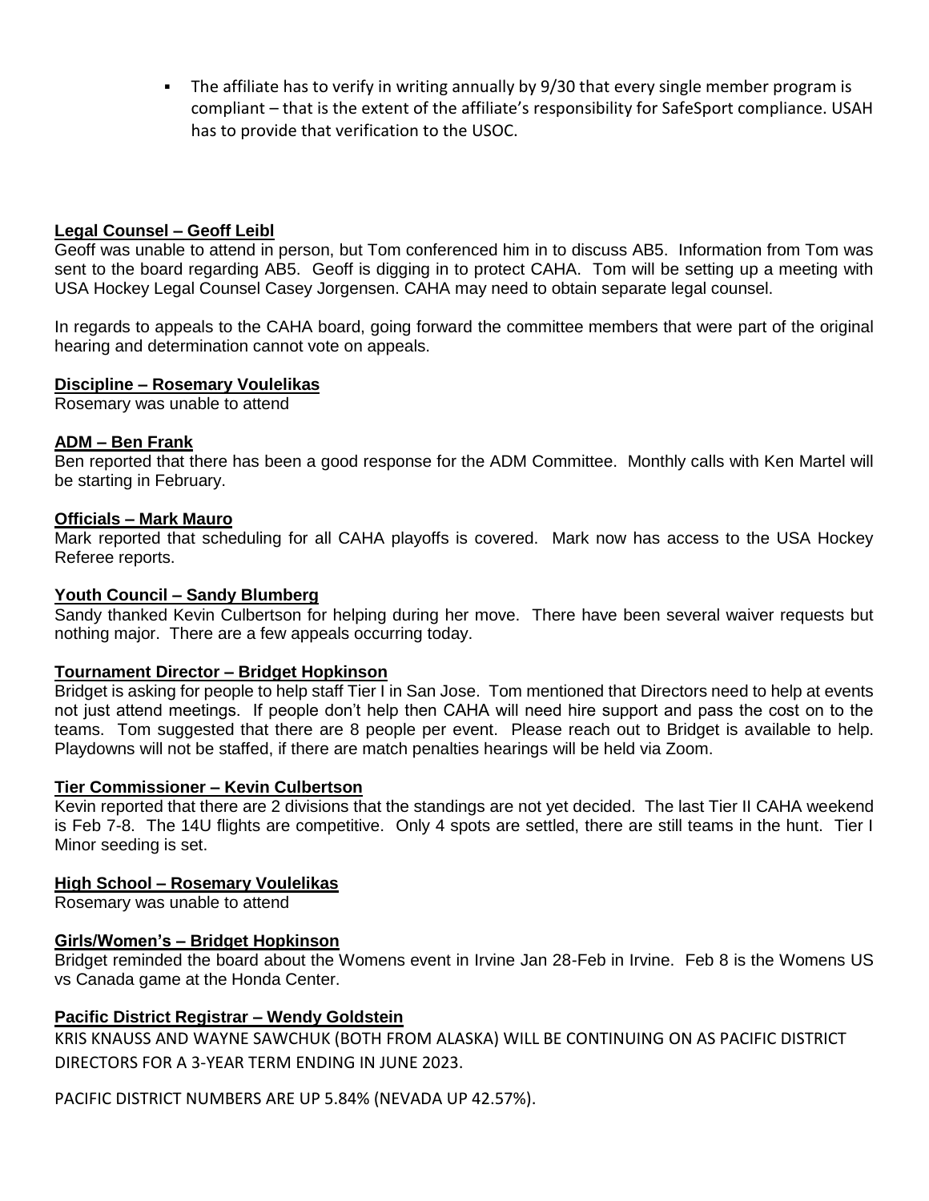- The affiliate has to verify in writing annually by 9/30 that every single member program is compliant – that is the extent of the affiliate's responsibility for SafeSport compliance. USAH has to provide that verification to the USOC.

**Legal Counsel – Geoff Leibl**

Geoff was unable to attend in person, but Tom conferenced him in to discuss AB5. Information from Tom was sent to the board regarding AB5. Geoff is digging in to protect CAHA. Tom will be setting up a meeting with USA Hockey Legal Counsel Casey Jorgensen. CAHA may need to obtain separate legal counsel.

In regards to appeals to the CAHA board, going forward the committee members that were part of the original hearing and determination cannot vote on appeals.

**Discipline – Rosemary Voulelikas**

Rosemary was unable to attend

**ADM – Ben Frank**

Ben reported that there has been a good response for the ADM Committee. Monthly calls with Ken Martel will be starting in February.

**Officials – Mark Mauro**

Mark reported that scheduling for all CAHA playoffs is covered. Mark now has access to the USA Hockey Referee reports.

**Youth Council – Sandy Blumberg**

Sandy thanked Kevin Culbertson for helping during her move. There have been several waiver requests but nothing major. There are a few appeals occurring today.

**Tournament Director – Bridget Hopkinson**

Bridget is asking for people to help staff Tier I in San Jose. Tom mentioned that Directors need to help at events not just attend meetings. If people don't help then CAHA will need hire support and pass the cost on to the teams. Tom suggested that there are 8 people per event. Please reach out to Bridget is available to help. Playdowns will not be staffed, if there are match penalties hearings will be held via Zoom.

**Tier Commissioner – Kevin Culbertson**

Kevin reported that there are 2 divisions that the standings are not yet decided. The last Tier II CAHA weekend is Feb 7-8. The 14U flights are competitive. Only 4 spots are settled, there are still teams in the hunt. Tier I Minor seeding is set.

**High School – Rosemary Voulelikas**

Rosemary was unable to attend

**Girls/Women's – Bridget Hopkinson**

Bridget reminded the board about the Womens event in Irvine Jan 28-Feb in Irvine. Feb 8 is the Womens US vs Canada game at the Honda Center.

**Pacific District Registrar – Wendy Goldstein**

KRIS KNAUSS AND WAYNE SAWCHUK (BOTH FROM ALASKA) WILL BE CONTINUING ON AS PACIFIC DISTRICT DIRECTORS FOR A 3-YEAR TERM ENDING IN JUNE 2023.

PACIFIC DISTRICT NUMBERS ARE UP 5.84% (NEVADA UP 42.57%).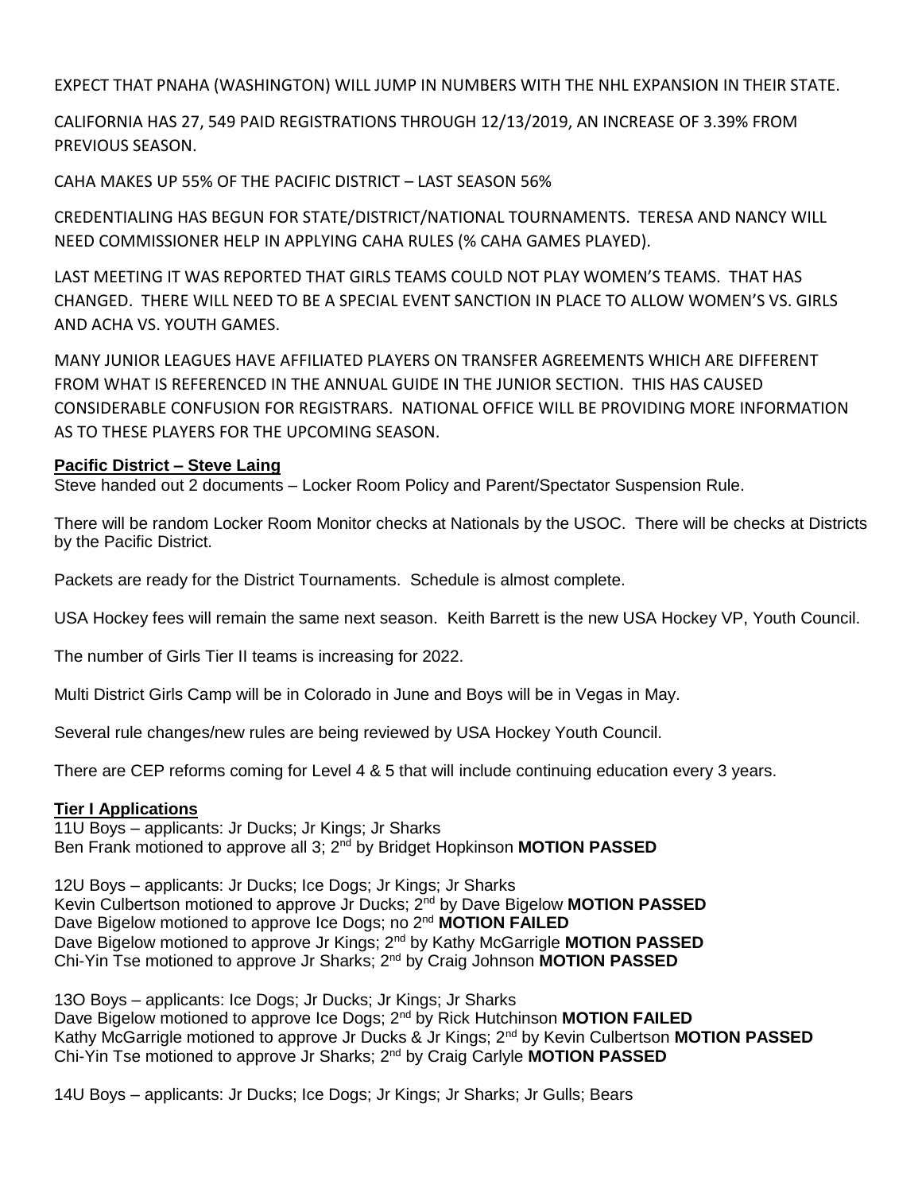EXPECT THAT PNAHA (WASHINGTON) WILL JUMP IN NUMBERS WITH THE NHL EXPANSION IN THEIR STATE.

CALIFORNIA HAS 27, 549 PAID REGISTRATIONS THROUGH 12/13/2019, AN INCREASE OF 3.39% FROM PREVIOUS SEASON.

CAHA MAKES UP 55% OF THE PACIFIC DISTRICT – LAST SEASON 56%

CREDENTIALING HAS BEGUN FOR STATE/DISTRICT/NATIONAL TOURNAMENTS. TERESA AND NANCY WILL NEED COMMISSIONER HELP IN APPLYING CAHA RULES (% CAHA GAMES PLAYED).

LAST MEETING IT WAS REPORTED THAT GIRLS TEAMS COULD NOT PLAY WOMEN'S TEAMS. THAT HAS CHANGED. THERE WILL NEED TO BE A SPECIAL EVENT SANCTION IN PLACE TO ALLOW WOMEN'S VS. GIRLS AND ACHA VS. YOUTH GAMES.

MANY JUNIOR LEAGUES HAVE AFFILIATED PLAYERS ON TRANSFER AGREEMENTS WHICH ARE DIFFERENT FROM WHAT IS REFERENCED IN THE ANNUAL GUIDE IN THE JUNIOR SECTION. THIS HAS CAUSED CONSIDERABLE CONFUSION FOR REGISTRARS. NATIONAL OFFICE WILL BE PROVIDING MORE INFORMATION AS TO THESE PLAYERS FOR THE UPCOMING SEASON.

**Pacific District – Steve Laing**

Steve handed out 2 documents – Locker Room Policy and Parent/Spectator Suspension Rule.

There will be random Locker Room Monitor checks at Nationals by the USOC. There will be checks at Districts by the Pacific District.

Packets are ready for the District Tournaments. Schedule is almost complete.

USA Hockey fees will remain the same next season. Keith Barrett is the new USA Hockey VP, Youth Council.

The number of Girls Tier II teams is increasing for 2022.

Multi District Girls Camp will be in Colorado in June and Boys will be in Vegas in May.

Several rule changes/new rules are being reviewed by USA Hockey Youth Council.

There are CEP reforms coming for Level 4 & 5 that will include continuing education every 3 years.

**Tier I Applications**

11U Boys – applicants: Jr Ducks; Jr Kings; Jr Sharks
Ben Frank motioned to approve all 3; 2nd by Bridget Hopkinson **MOTION PASSED**

12U Boys – applicants: Jr Ducks; Ice Dogs; Jr Kings; Jr Sharks
Kevin Culbertson motioned to approve Jr Ducks; 2nd by Dave Bigelow **MOTION PASSED**
Dave Bigelow motioned to approve Ice Dogs; no 2nd **MOTION FAILED**
Dave Bigelow motioned to approve Jr Kings; 2nd by Kathy McGarrigle **MOTION PASSED**
Chi-Yin Tse motioned to approve Jr Sharks; 2nd by Craig Johnson **MOTION PASSED**

13O Boys – applicants: Ice Dogs; Jr Ducks; Jr Kings; Jr Sharks
Dave Bigelow motioned to approve Ice Dogs; 2nd by Rick Hutchinson **MOTION FAILED**
Kathy McGarrigle motioned to approve Jr Ducks & Jr Kings; 2nd by Kevin Culbertson **MOTION PASSED**
Chi-Yin Tse motioned to approve Jr Sharks; 2nd by Craig Carlyle **MOTION PASSED**

14U Boys – applicants: Jr Ducks; Ice Dogs; Jr Kings; Jr Sharks; Jr Gulls; Bears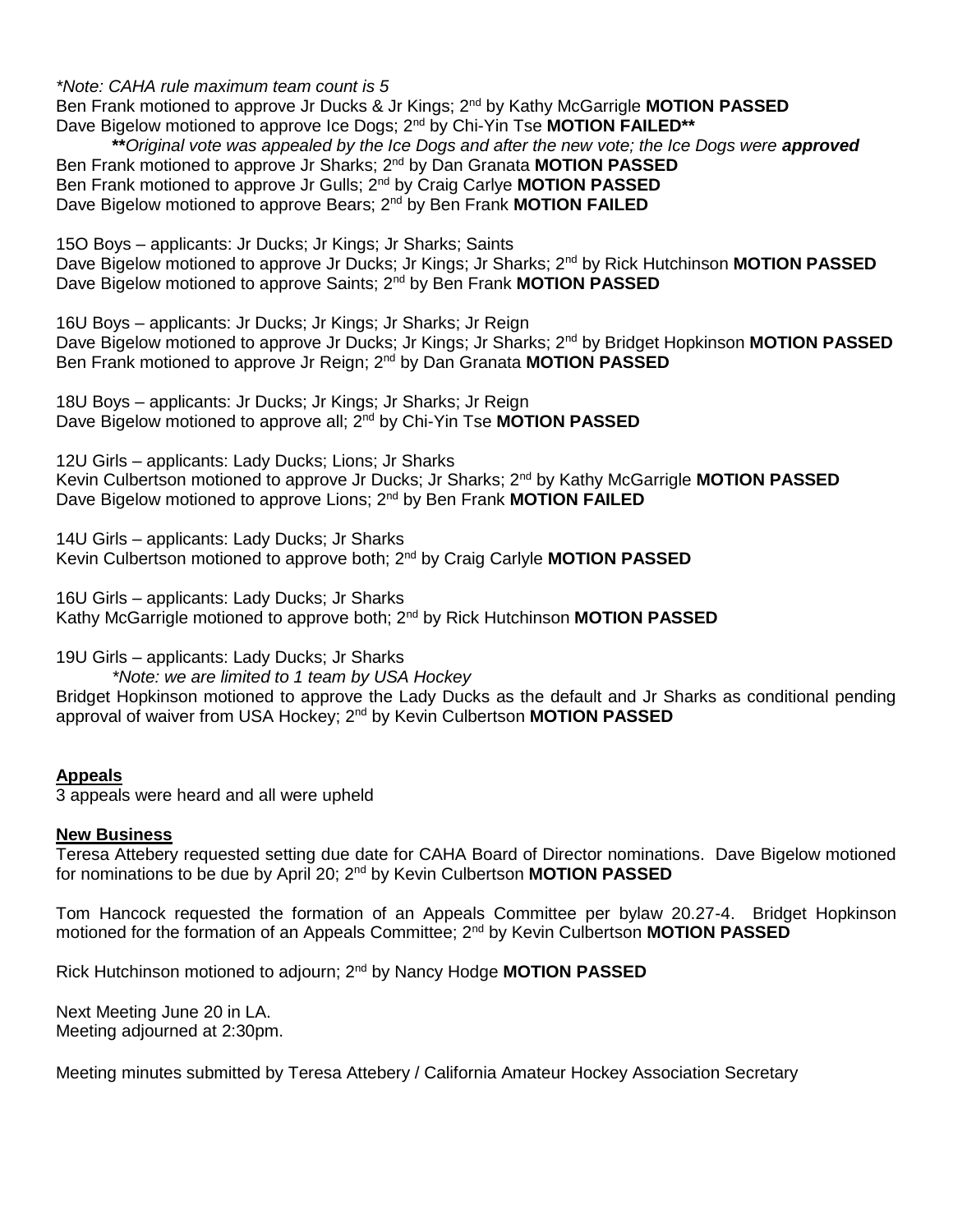*\*Note: CAHA rule maximum team count is 5*

Ben Frank motioned to approve Jr Ducks & Jr Kings; 2nd by Kathy McGarrigle **MOTION PASSED**
Dave Bigelow motioned to approve Ice Dogs; 2nd by Chi-Yin Tse **MOTION FAILED\*\***
***\*\****Original vote was appealed by the Ice Dogs and after the new vote; the Ice Dogs were* ***approved***
Ben Frank motioned to approve Jr Sharks; 2nd by Dan Granata **MOTION PASSED**
Ben Frank motioned to approve Jr Gulls; 2nd by Craig Carlye **MOTION PASSED**
Dave Bigelow motioned to approve Bears; 2nd by Ben Frank **MOTION FAILED**

15O Boys – applicants: Jr Ducks; Jr Kings; Jr Sharks; Saints
Dave Bigelow motioned to approve Jr Ducks; Jr Kings; Jr Sharks; 2nd by Rick Hutchinson **MOTION PASSED**
Dave Bigelow motioned to approve Saints; 2nd by Ben Frank **MOTION PASSED**

16U Boys – applicants: Jr Ducks; Jr Kings; Jr Sharks; Jr Reign
Dave Bigelow motioned to approve Jr Ducks; Jr Kings; Jr Sharks; 2nd by Bridget Hopkinson **MOTION PASSED**
Ben Frank motioned to approve Jr Reign; 2nd by Dan Granata **MOTION PASSED**

18U Boys – applicants: Jr Ducks; Jr Kings; Jr Sharks; Jr Reign
Dave Bigelow motioned to approve all; 2nd by Chi-Yin Tse **MOTION PASSED**

12U Girls – applicants: Lady Ducks; Lions; Jr Sharks
Kevin Culbertson motioned to approve Jr Ducks; Jr Sharks; 2nd by Kathy McGarrigle **MOTION PASSED**
Dave Bigelow motioned to approve Lions; 2nd by Ben Frank **MOTION FAILED**

14U Girls – applicants: Lady Ducks; Jr Sharks
Kevin Culbertson motioned to approve both; 2nd by Craig Carlyle **MOTION PASSED**

16U Girls – applicants: Lady Ducks; Jr Sharks
Kathy McGarrigle motioned to approve both; 2nd by Rick Hutchinson **MOTION PASSED**

19U Girls – applicants: Lady Ducks; Jr Sharks
*\*Note: we are limited to 1 team by USA Hockey*
Bridget Hopkinson motioned to approve the Lady Ducks as the default and Jr Sharks as conditional pending approval of waiver from USA Hockey; 2nd by Kevin Culbertson **MOTION PASSED**

**Appeals**

3 appeals were heard and all were upheld

**New Business**

Teresa Attebery requested setting due date for CAHA Board of Director nominations. Dave Bigelow motioned for nominations to be due by April 20; 2nd by Kevin Culbertson **MOTION PASSED**

Tom Hancock requested the formation of an Appeals Committee per bylaw 20.27-4. Bridget Hopkinson motioned for the formation of an Appeals Committee; 2nd by Kevin Culbertson **MOTION PASSED**

Rick Hutchinson motioned to adjourn; 2nd by Nancy Hodge **MOTION PASSED**

Next Meeting June 20 in LA.
Meeting adjourned at 2:30pm.

Meeting minutes submitted by Teresa Attebery / California Amateur Hockey Association Secretary